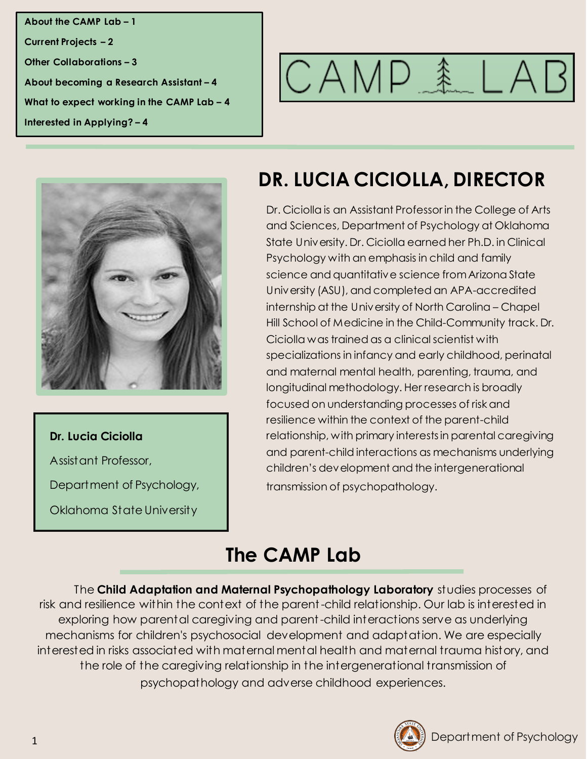About the CAMP Lab – 1

Current Projects – 2

Other Collaborations – 3

About becoming a Research Assistant – 4

What to expect working in the CAMP Lab – 4

Interested in Applying? – 4

CAMP LAB

# DR. LUCIA CICIOLLA, DIRECTOR

**Dr. Lucia Ciciolla**

Assistant Professor,

Department of Psychology,

Oklahoma State University

Dr. Ciciolla is an Assistant Professor in the College of Arts and Sciences, Department of Psychology at Oklahoma State University. Dr. Ciciolla earned her Ph.D. in Clinical Psychology with an emphasis in child and family science and quantitative science from Arizona State University (ASU), and completed an APA-accredited internship at the University of North Carolina – Chapel Hill School of Medicine in the Child-Community track. Dr. Ciciolla was trained as a clinical scientist with specializations in infancy and early childhood, perinatal and maternal mental health, parenting, trauma, and longitudinal methodology. Her research is broadly focused on understanding processes of risk and resilience within the context of the parent-child relationship, with primary interests in parental caregiving and parent-child interactions as mechanisms underlying children's development and the intergenerational transmission of psychopathology.

# The CAMP Lab

The **Child Adaptation and Maternal Psychopathology Laboratory** studies processes of risk and resilience within the context of the parent-child relationship. Our lab is interested in exploring how parental caregiving and parent-child interactions serve as underlying mechanisms for children's psychosocial development and adaptation. We are especially interested in risks associated with maternal mental health and maternal trauma history, and the role of the caregiving relationship in the intergenerational transmission of psychopathology and adverse childhood experiences.

Department of Psychology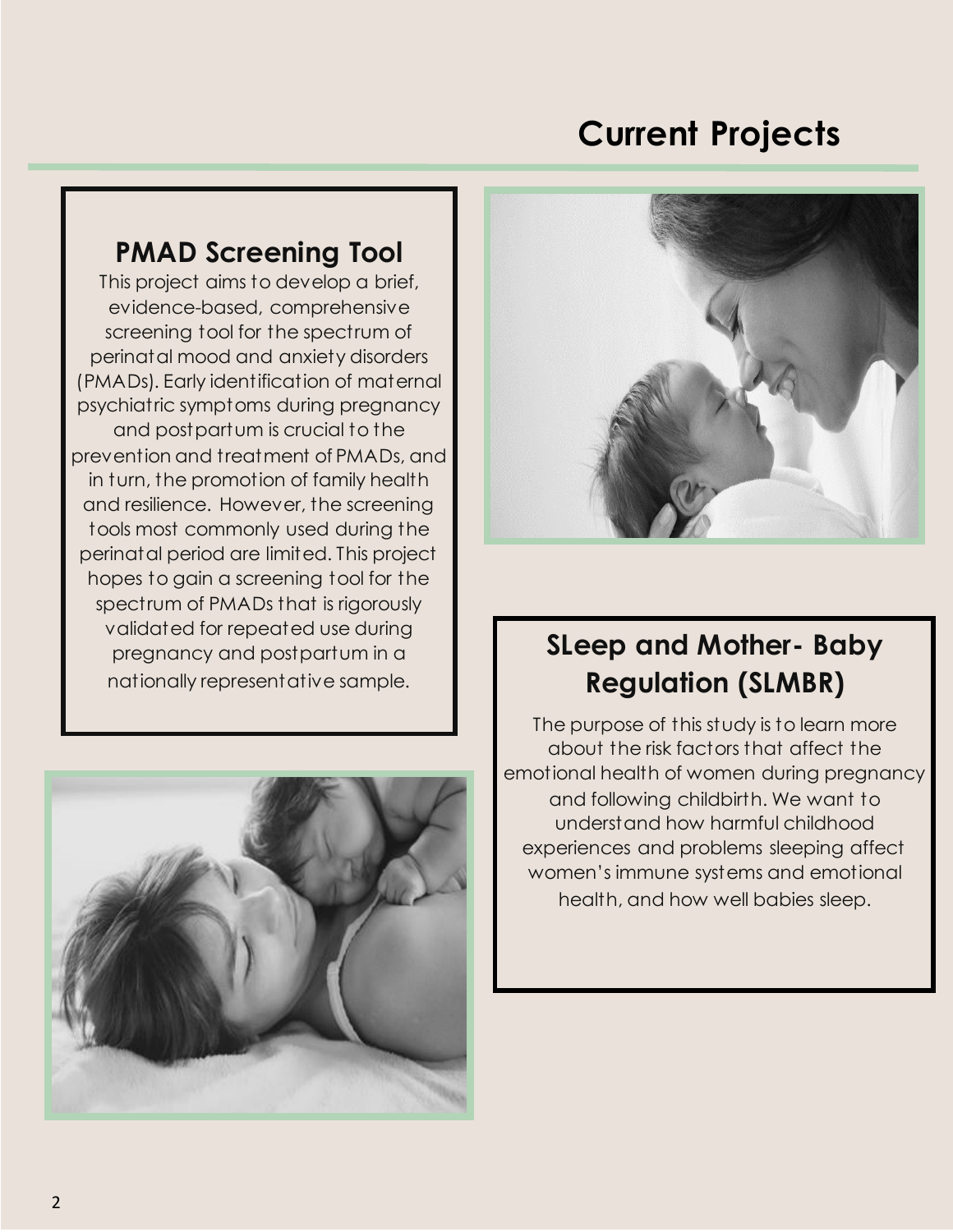# Current Projects

## PMAD Screening Tool

This project aims to develop a brief, evidence-based, comprehensive screening tool for the spectrum of perinatal mood and anxiety disorders (PMADs). Early identification of maternal psychiatric symptoms during pregnancy and postpartum is crucial to the prevention and treatment of PMADs, and in turn, the promotion of family health and resilience. However, the screening tools most commonly used during the perinatal period are limited. This project hopes to gain a screening tool for the spectrum of PMADs that is rigorously validated for repeated use during pregnancy and postpartum in a nationally representative sample.

## SLeep and Mother- Baby Regulation (SLMBR)

The purpose of this study is to learn more about the risk factors that affect the emotional health of women during pregnancy and following childbirth. We want to understand how harmful childhood experiences and problems sleeping affect women's immune systems and emotional health, and how well babies sleep.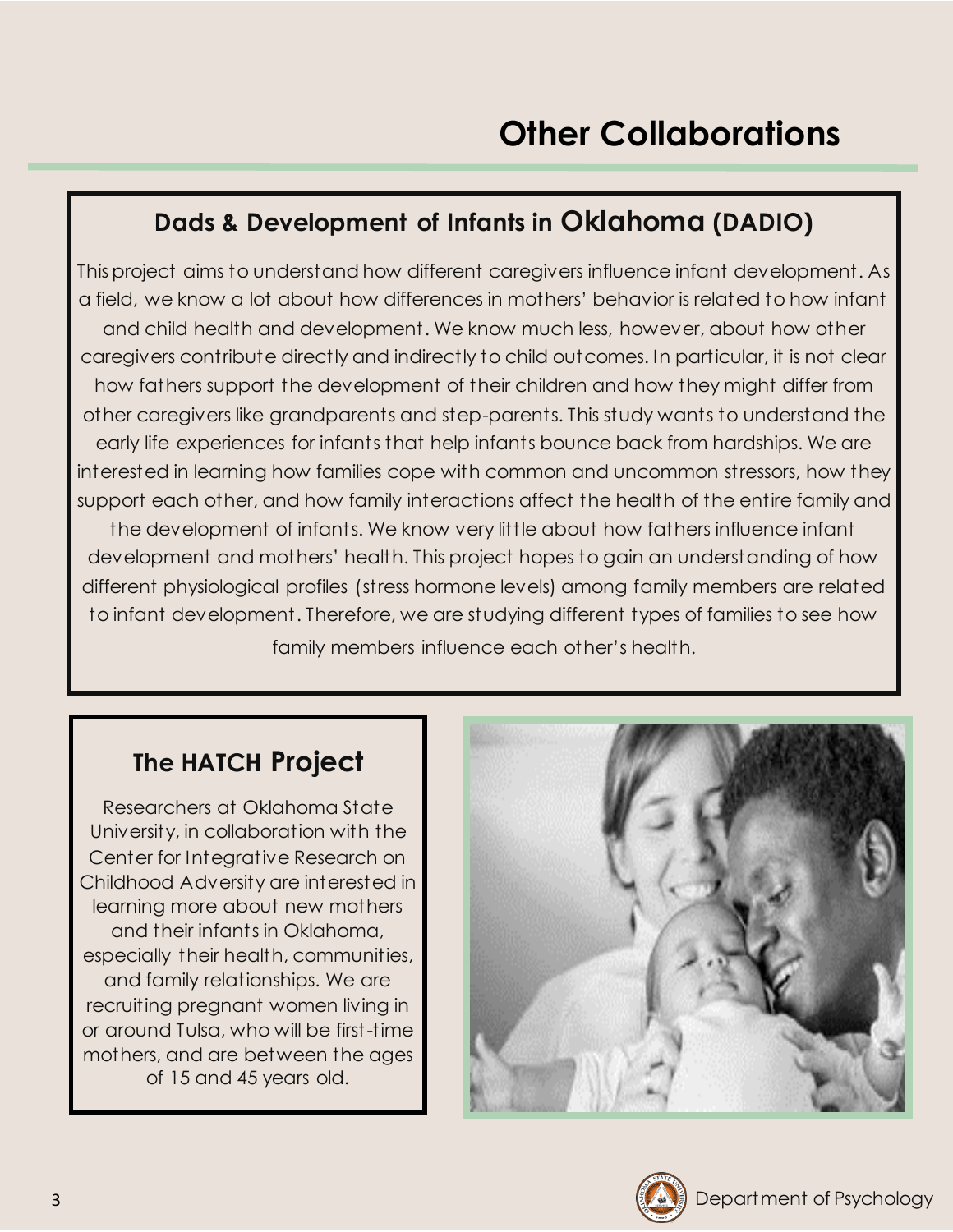# Other Collaborations

## Dads & Development of Infants in Oklahoma (DADIO)

This project aims to understand how different caregivers influence infant development. As a field, we know a lot about how differences in mothers' behavior is related to how infant and child health and development. We know much less, however, about how other caregivers contribute directly and indirectly to child outcomes. In particular, it is not clear how fathers support the development of their children and how they might differ from other caregivers like grandparents and step-parents. This study wants to understand the early life experiences for infants that help infants bounce back from hardships. We are interested in learning how families cope with common and uncommon stressors, how they support each other, and how family interactions affect the health of the entire family and the development of infants. We know very little about how fathers influence infant development and mothers' health. This project hopes to gain an understanding of how different physiological profiles (stress hormone levels) among family members are related to infant development. Therefore, we are studying different types of families to see how family members influence each other's health.

## The HATCH Project

Researchers at Oklahoma State University, in collaboration with the Center for Integrative Research on Childhood Adversity are interested in learning more about new mothers and their infants in Oklahoma, especially their health, communities, and family relationships. We are recruiting pregnant women living in or around Tulsa, who will be first-time mothers, and are between the ages of 15 and 45 years old.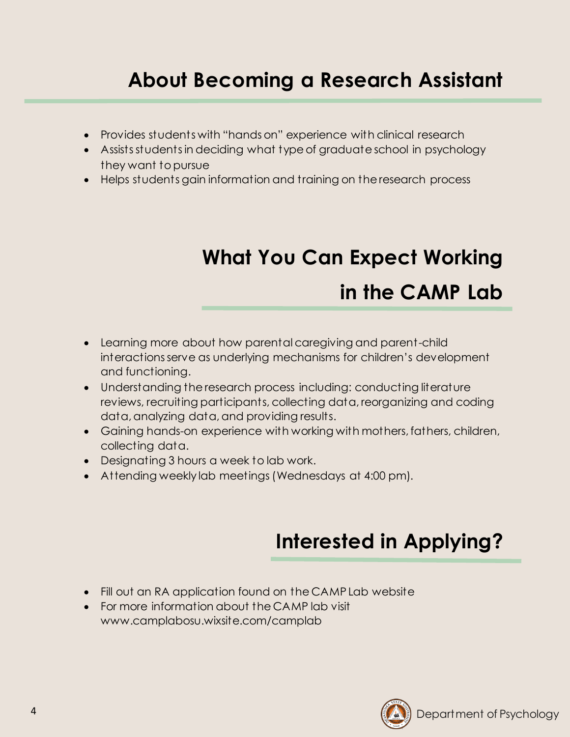## About Becoming a Research Assistant

- Provides students with "hands on" experience with clinical research
- Assists students in deciding what type of graduate school in psychology they want to pursue
- Helps students gain information and training on the research process

## What You Can Expect Working in the CAMP Lab

- Learning more about how parental caregiving and parent-child interactions serve as underlying mechanisms for children's development and functioning.
- Understanding the research process including: conducting literature reviews, recruiting participants, collecting data, reorganizing and coding data, analyzing data, and providing results.
- Gaining hands-on experience with working with mothers, fathers, children, collecting data.
- Designating 3 hours a week to lab work.
- Attending weekly lab meetings (Wednesdays at 4:00 pm).

## Interested in Applying?

- Fill out an RA application found on the CAMP Lab website
- For more information about the CAMP lab visit www.camplabosu.wixsite.com/camplab

Department of Psychology